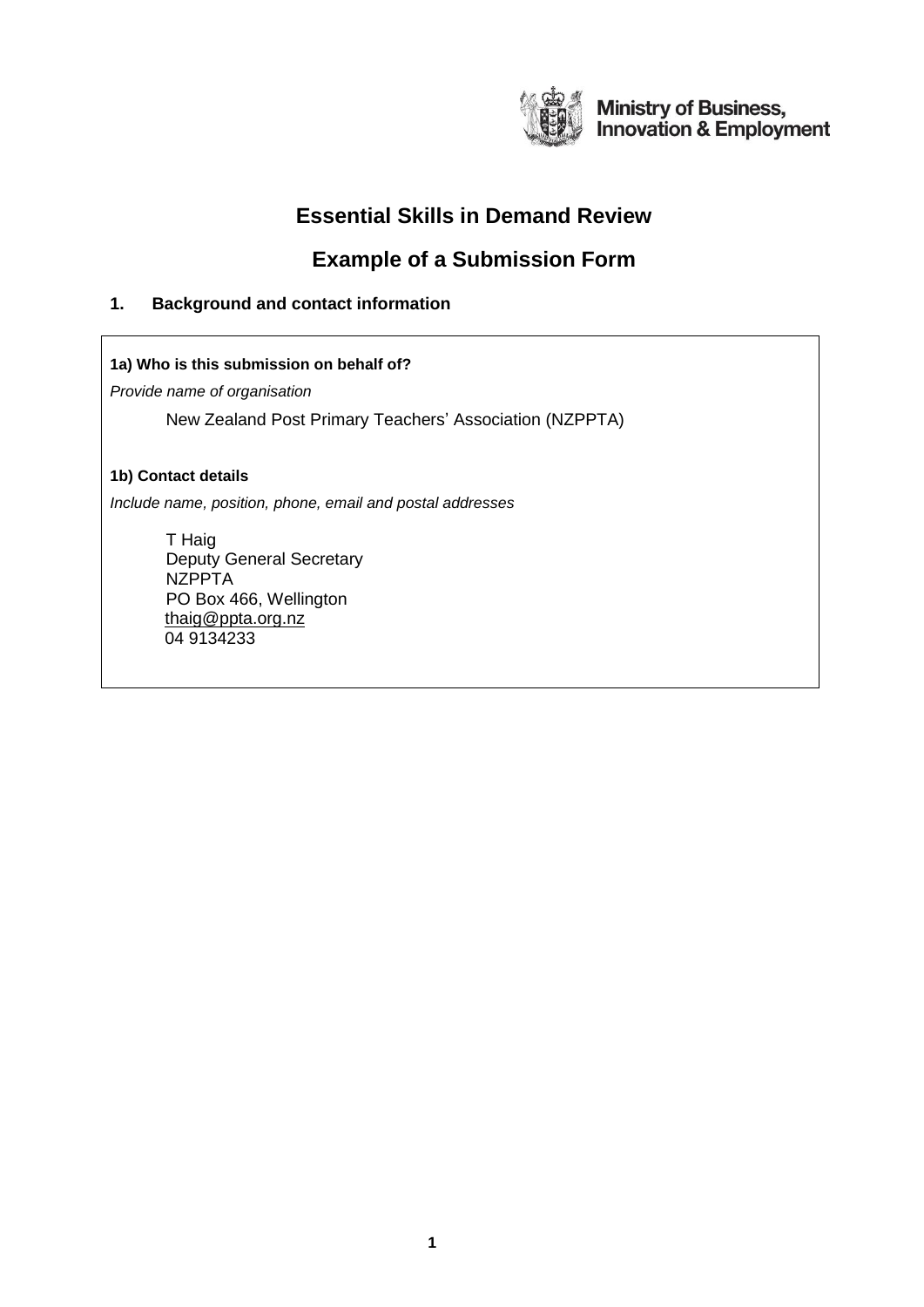Ministry of Business, Innovation & Employment

# Essential Skills in Demand Review

# Example of a Submission Form

## 1. Background and contact information

**1a) Who is this submission on behalf of?**

*Provide name of organisation*

New Zealand Post Primary Teachers' Association (NZPPTA)

**1b) Contact details**

*Include name, position, phone, email and postal addresses*

T Haig
Deputy General Secretary
NZPPTA
PO Box 466, Wellington
thaig@ppta.org.nz
04 9134233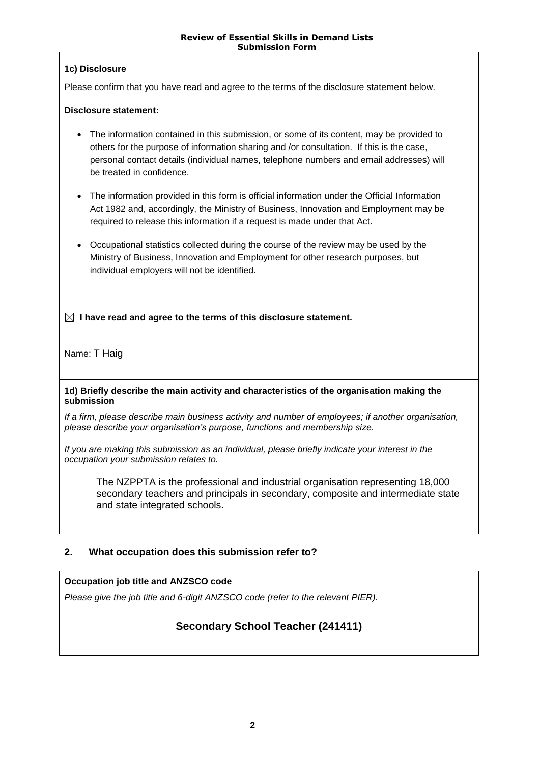### 1c) Disclosure

Please confirm that you have read and agree to the terms of the disclosure statement below.

**Disclosure statement:**

- The information contained in this submission, or some of its content, may be provided to others for the purpose of information sharing and /or consultation. If this is the case, personal contact details (individual names, telephone numbers and email addresses) will be treated in confidence.
- The information provided in this form is official information under the Official Information Act 1982 and, accordingly, the Ministry of Business, Innovation and Employment may be required to release this information if a request is made under that Act.
- Occupational statistics collected during the course of the review may be used by the Ministry of Business, Innovation and Employment for other research purposes, but individual employers will not be identified.

☒ **I have read and agree to the terms of this disclosure statement.**

Name: T Haig

### 1d) Briefly describe the main activity and characteristics of the organisation making the submission

*If a firm, please describe main business activity and number of employees; if another organisation, please describe your organisation's purpose, functions and membership size.*

*If you are making this submission as an individual, please briefly indicate your interest in the occupation your submission relates to.*

The NZPPTA is the professional and industrial organisation representing 18,000 secondary teachers and principals in secondary, composite and intermediate state and state integrated schools.

## 2. What occupation does this submission refer to?

**Occupation job title and ANZSCO code**

*Please give the job title and 6-digit ANZSCO code (refer to the relevant PIER).*

**Secondary School Teacher (241411)**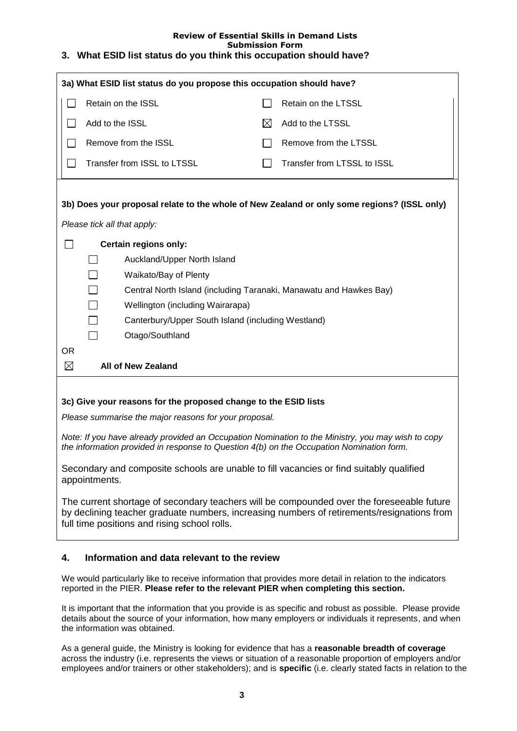**Review of Essential Skills in Demand Lists**
**Submission Form**

## 3. What ESID list status do you think this occupation should have?

**3a) What ESID list status do you propose this occupation should have?**

| | | | |
|---|---|---|---|
| ☐ | Retain on the ISSL | ☐ | Retain on the LTSSL |
| ☐ | Add to the ISSL | ☒ | Add to the LTSSL |
| ☐ | Remove from the ISSL | ☐ | Remove from the LTSSL |
| ☐ | Transfer from ISSL to LTSSL | ☐ | Transfer from LTSSL to ISSL |

**3b) Does your proposal relate to the whole of New Zealand or only some regions? (ISSL only)**

*Please tick all that apply:*

☐ **Certain regions only:**

- ☐ Auckland/Upper North Island
- ☐ Waikato/Bay of Plenty
- ☐ Central North Island (including Taranaki, Manawatu and Hawkes Bay)
- ☐ Wellington (including Wairarapa)
- ☐ Canterbury/Upper South Island (including Westland)
- ☐ Otago/Southland

OR

☒ **All of New Zealand**

**3c) Give your reasons for the proposed change to the ESID lists**

*Please summarise the major reasons for your proposal.*

*Note: If you have already provided an Occupation Nomination to the Ministry, you may wish to copy the information provided in response to Question 4(b) on the Occupation Nomination form.*

Secondary and composite schools are unable to fill vacancies or find suitably qualified appointments.

The current shortage of secondary teachers will be compounded over the foreseeable future by declining teacher graduate numbers, increasing numbers of retirements/resignations from full time positions and rising school rolls.

## 4. Information and data relevant to the review

We would particularly like to receive information that provides more detail in relation to the indicators reported in the PIER. **Please refer to the relevant PIER when completing this section.**

It is important that the information that you provide is as specific and robust as possible. Please provide details about the source of your information, how many employers or individuals it represents, and when the information was obtained.

As a general guide, the Ministry is looking for evidence that has a **reasonable breadth of coverage** across the industry (i.e. represents the views or situation of a reasonable proportion of employers and/or employees and/or trainers or other stakeholders); and is **specific** (i.e. clearly stated facts in relation to the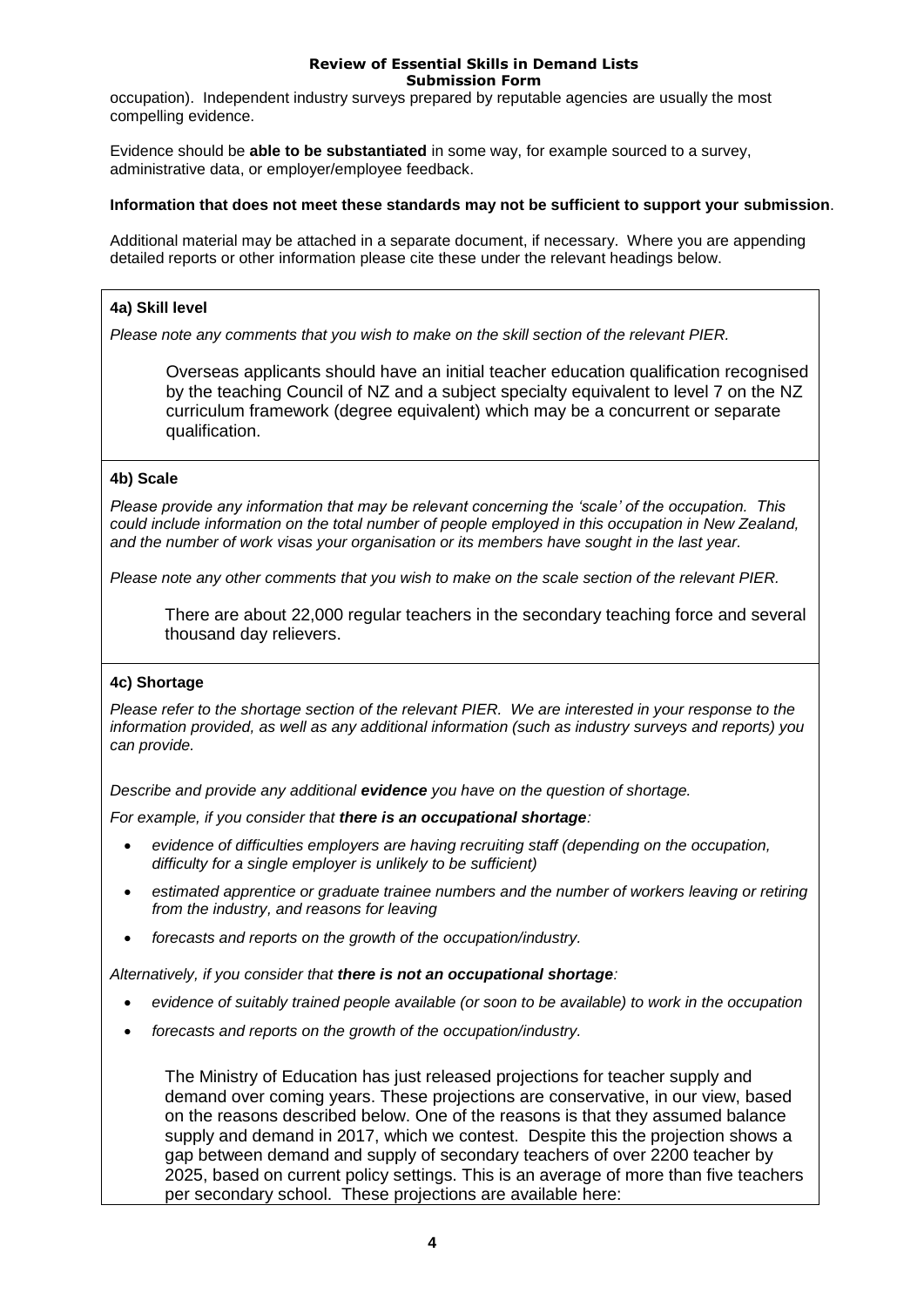occupation). Independent industry surveys prepared by reputable agencies are usually the most compelling evidence.

Evidence should be **able to be substantiated** in some way, for example sourced to a survey, administrative data, or employer/employee feedback.

**Information that does not meet these standards may not be sufficient to support your submission**.

Additional material may be attached in a separate document, if necessary. Where you are appending detailed reports or other information please cite these under the relevant headings below.

**4a) Skill level**

*Please note any comments that you wish to make on the skill section of the relevant PIER.*

Overseas applicants should have an initial teacher education qualification recognised by the teaching Council of NZ and a subject specialty equivalent to level 7 on the NZ curriculum framework (degree equivalent) which may be a concurrent or separate qualification.

**4b) Scale**

*Please provide any information that may be relevant concerning the 'scale' of the occupation. This could include information on the total number of people employed in this occupation in New Zealand, and the number of work visas your organisation or its members have sought in the last year.*

*Please note any other comments that you wish to make on the scale section of the relevant PIER.*

There are about 22,000 regular teachers in the secondary teaching force and several thousand day relievers.

**4c) Shortage**

*Please refer to the shortage section of the relevant PIER. We are interested in your response to the information provided, as well as any additional information (such as industry surveys and reports) you can provide.*

*Describe and provide any additional **evidence** you have on the question of shortage.*

*For example, if you consider that **there is an occupational shortage**:*

- *evidence of difficulties employers are having recruiting staff (depending on the occupation, difficulty for a single employer is unlikely to be sufficient)*
- *estimated apprentice or graduate trainee numbers and the number of workers leaving or retiring from the industry, and reasons for leaving*
- *forecasts and reports on the growth of the occupation/industry.*

*Alternatively, if you consider that **there is not an occupational shortage**:*

- *evidence of suitably trained people available (or soon to be available) to work in the occupation*
- *forecasts and reports on the growth of the occupation/industry.*

The Ministry of Education has just released projections for teacher supply and demand over coming years. These projections are conservative, in our view, based on the reasons described below. One of the reasons is that they assumed balance supply and demand in 2017, which we contest. Despite this the projection shows a gap between demand and supply of secondary teachers of over 2200 teacher by 2025, based on current policy settings. This is an average of more than five teachers per secondary school. These projections are available here: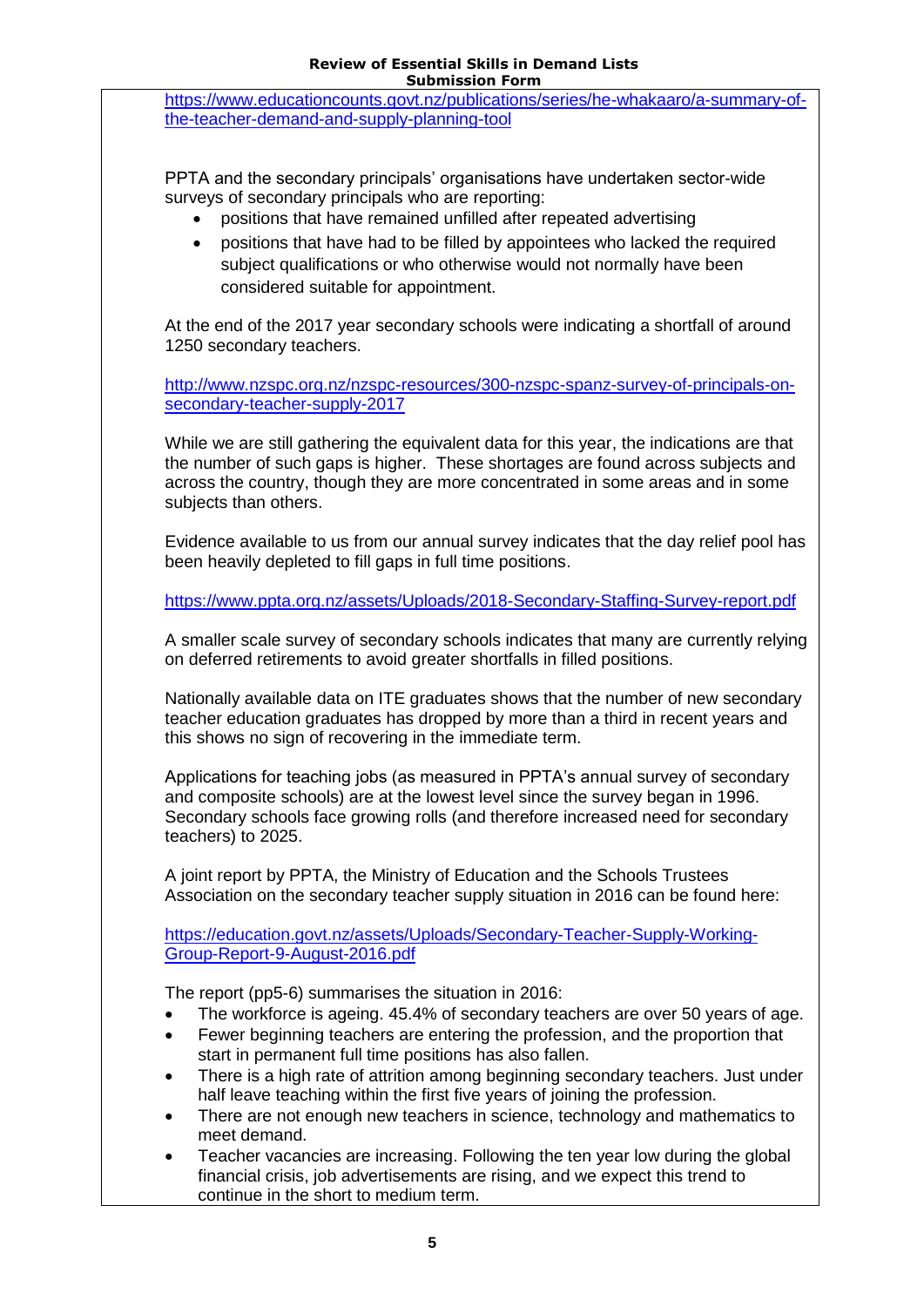https://www.educationcounts.govt.nz/publications/series/he-whakaaro/a-summary-of-the-teacher-demand-and-supply-planning-tool

PPTA and the secondary principals' organisations have undertaken sector-wide surveys of secondary principals who are reporting:

- positions that have remained unfilled after repeated advertising
- positions that have had to be filled by appointees who lacked the required subject qualifications or who otherwise would not normally have been considered suitable for appointment.

At the end of the 2017 year secondary schools were indicating a shortfall of around 1250 secondary teachers.

http://www.nzspc.org.nz/nzspc-resources/300-nzspc-spanz-survey-of-principals-on-secondary-teacher-supply-2017

While we are still gathering the equivalent data for this year, the indications are that the number of such gaps is higher. These shortages are found across subjects and across the country, though they are more concentrated in some areas and in some subjects than others.

Evidence available to us from our annual survey indicates that the day relief pool has been heavily depleted to fill gaps in full time positions.

https://www.ppta.org.nz/assets/Uploads/2018-Secondary-Staffing-Survey-report.pdf

A smaller scale survey of secondary schools indicates that many are currently relying on deferred retirements to avoid greater shortfalls in filled positions.

Nationally available data on ITE graduates shows that the number of new secondary teacher education graduates has dropped by more than a third in recent years and this shows no sign of recovering in the immediate term.

Applications for teaching jobs (as measured in PPTA's annual survey of secondary and composite schools) are at the lowest level since the survey began in 1996. Secondary schools face growing rolls (and therefore increased need for secondary teachers) to 2025.

A joint report by PPTA, the Ministry of Education and the Schools Trustees Association on the secondary teacher supply situation in 2016 can be found here:

https://education.govt.nz/assets/Uploads/Secondary-Teacher-Supply-Working-Group-Report-9-August-2016.pdf

The report (pp5-6) summarises the situation in 2016:

- The workforce is ageing. 45.4% of secondary teachers are over 50 years of age.
- Fewer beginning teachers are entering the profession, and the proportion that start in permanent full time positions has also fallen.
- There is a high rate of attrition among beginning secondary teachers. Just under half leave teaching within the first five years of joining the profession.
- There are not enough new teachers in science, technology and mathematics to meet demand.
- Teacher vacancies are increasing. Following the ten year low during the global financial crisis, job advertisements are rising, and we expect this trend to continue in the short to medium term.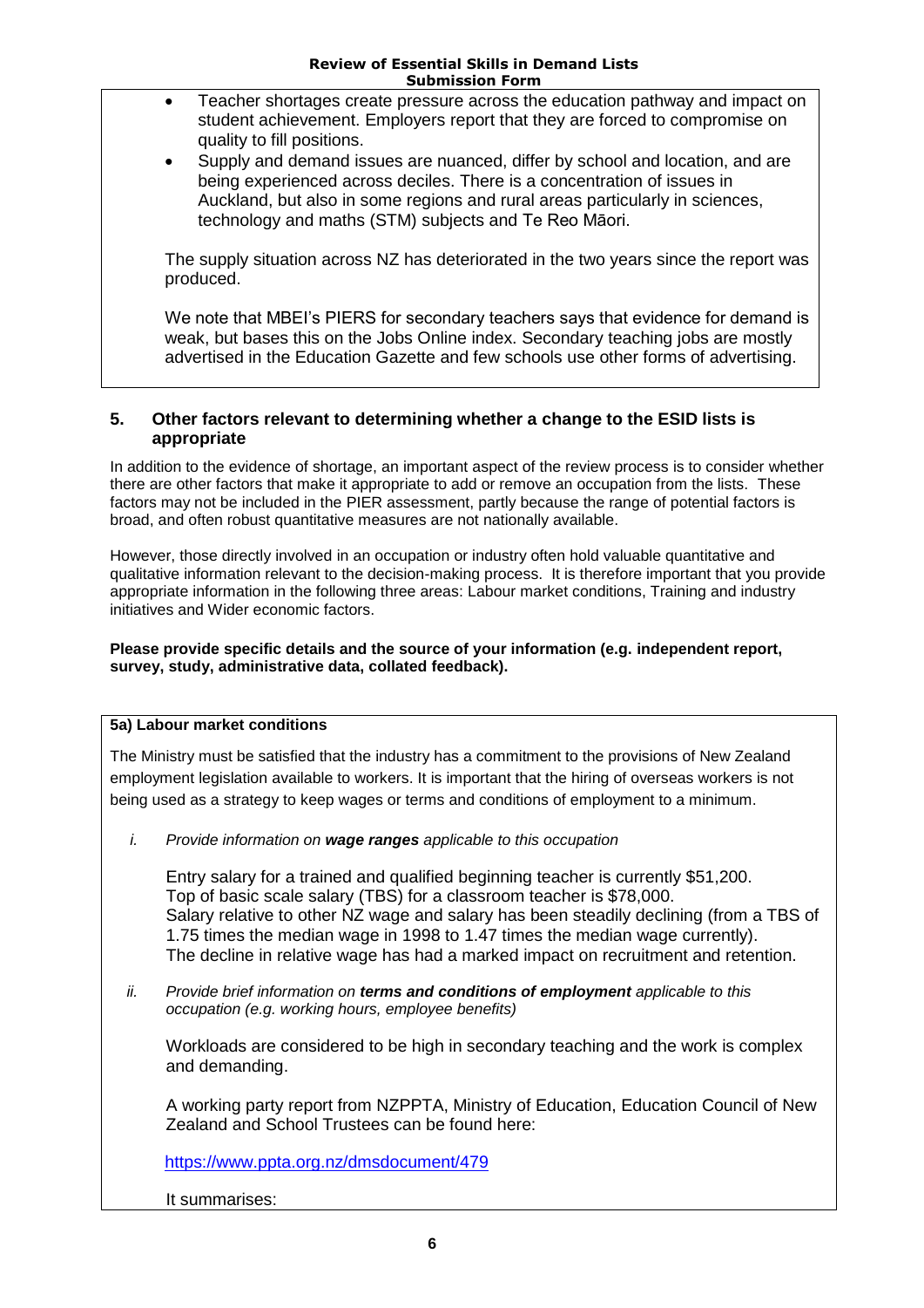- Teacher shortages create pressure across the education pathway and impact on student achievement. Employers report that they are forced to compromise on quality to fill positions.
- Supply and demand issues are nuanced, differ by school and location, and are being experienced across deciles. There is a concentration of issues in Auckland, but also in some regions and rural areas particularly in sciences, technology and maths (STM) subjects and Te Reo Māori.

The supply situation across NZ has deteriorated in the two years since the report was produced.

We note that MBEI's PIERS for secondary teachers says that evidence for demand is weak, but bases this on the Jobs Online index. Secondary teaching jobs are mostly advertised in the Education Gazette and few schools use other forms of advertising.

## 5. Other factors relevant to determining whether a change to the ESID lists is appropriate

In addition to the evidence of shortage, an important aspect of the review process is to consider whether there are other factors that make it appropriate to add or remove an occupation from the lists. These factors may not be included in the PIER assessment, partly because the range of potential factors is broad, and often robust quantitative measures are not nationally available.

However, those directly involved in an occupation or industry often hold valuable quantitative and qualitative information relevant to the decision-making process. It is therefore important that you provide appropriate information in the following three areas: Labour market conditions, Training and industry initiatives and Wider economic factors.

**Please provide specific details and the source of your information (e.g. independent report, survey, study, administrative data, collated feedback).**

### 5a) Labour market conditions

The Ministry must be satisfied that the industry has a commitment to the provisions of New Zealand employment legislation available to workers. It is important that the hiring of overseas workers is not being used as a strategy to keep wages or terms and conditions of employment to a minimum.

i. *Provide information on **wage ranges** applicable to this occupation*

Entry salary for a trained and qualified beginning teacher is currently $51,200.
Top of basic scale salary (TBS) for a classroom teacher is $78,000.
Salary relative to other NZ wage and salary has been steadily declining (from a TBS of 1.75 times the median wage in 1998 to 1.47 times the median wage currently).
The decline in relative wage has had a marked impact on recruitment and retention.

ii. *Provide brief information on **terms and conditions of employment** applicable to this occupation (e.g. working hours, employee benefits)*

Workloads are considered to be high in secondary teaching and the work is complex and demanding.

A working party report from NZPPTA, Ministry of Education, Education Council of New Zealand and School Trustees can be found here:

https://www.ppta.org.nz/dmsdocument/479

It summarises: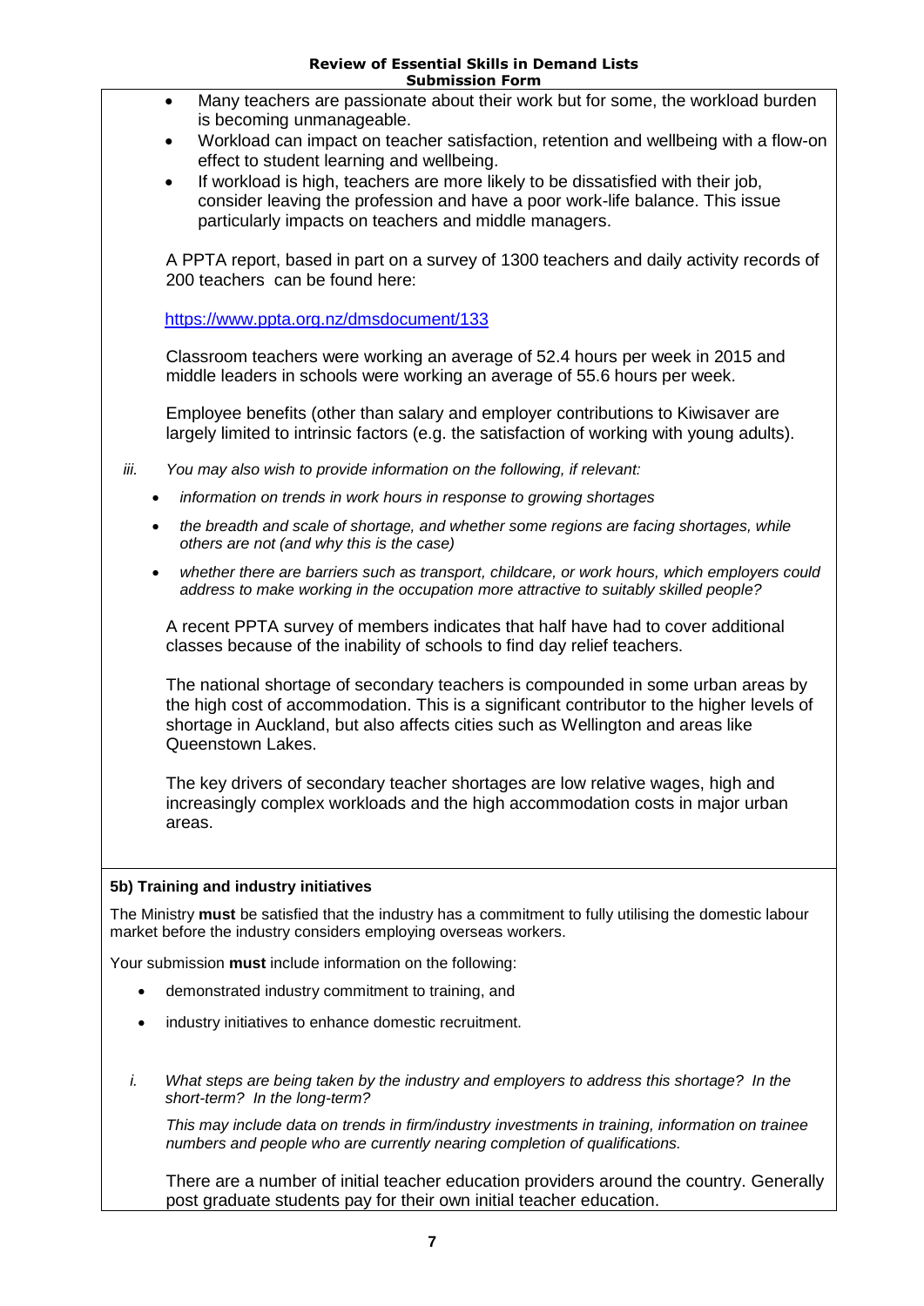- Many teachers are passionate about their work but for some, the workload burden is becoming unmanageable.
- Workload can impact on teacher satisfaction, retention and wellbeing with a flow-on effect to student learning and wellbeing.
- If workload is high, teachers are more likely to be dissatisfied with their job, consider leaving the profession and have a poor work-life balance. This issue particularly impacts on teachers and middle managers.

A PPTA report, based in part on a survey of 1300 teachers and daily activity records of 200 teachers can be found here:

https://www.ppta.org.nz/dmsdocument/133

Classroom teachers were working an average of 52.4 hours per week in 2015 and middle leaders in schools were working an average of 55.6 hours per week.

Employee benefits (other than salary and employer contributions to Kiwisaver are largely limited to intrinsic factors (e.g. the satisfaction of working with young adults).

iii. *You may also wish to provide information on the following, if relevant:*

- *information on trends in work hours in response to growing shortages*
- *the breadth and scale of shortage, and whether some regions are facing shortages, while others are not (and why this is the case)*
- *whether there are barriers such as transport, childcare, or work hours, which employers could address to make working in the occupation more attractive to suitably skilled people?*

A recent PPTA survey of members indicates that half have had to cover additional classes because of the inability of schools to find day relief teachers.

The national shortage of secondary teachers is compounded in some urban areas by the high cost of accommodation. This is a significant contributor to the higher levels of shortage in Auckland, but also affects cities such as Wellington and areas like Queenstown Lakes.

The key drivers of secondary teacher shortages are low relative wages, high and increasingly complex workloads and the high accommodation costs in major urban areas.

**5b) Training and industry initiatives**

The Ministry **must** be satisfied that the industry has a commitment to fully utilising the domestic labour market before the industry considers employing overseas workers.

Your submission **must** include information on the following:

- demonstrated industry commitment to training, and
- industry initiatives to enhance domestic recruitment.

i. *What steps are being taken by the industry and employers to address this shortage? In the short-term? In the long-term?*

*This may include data on trends in firm/industry investments in training, information on trainee numbers and people who are currently nearing completion of qualifications.*

There are a number of initial teacher education providers around the country. Generally post graduate students pay for their own initial teacher education.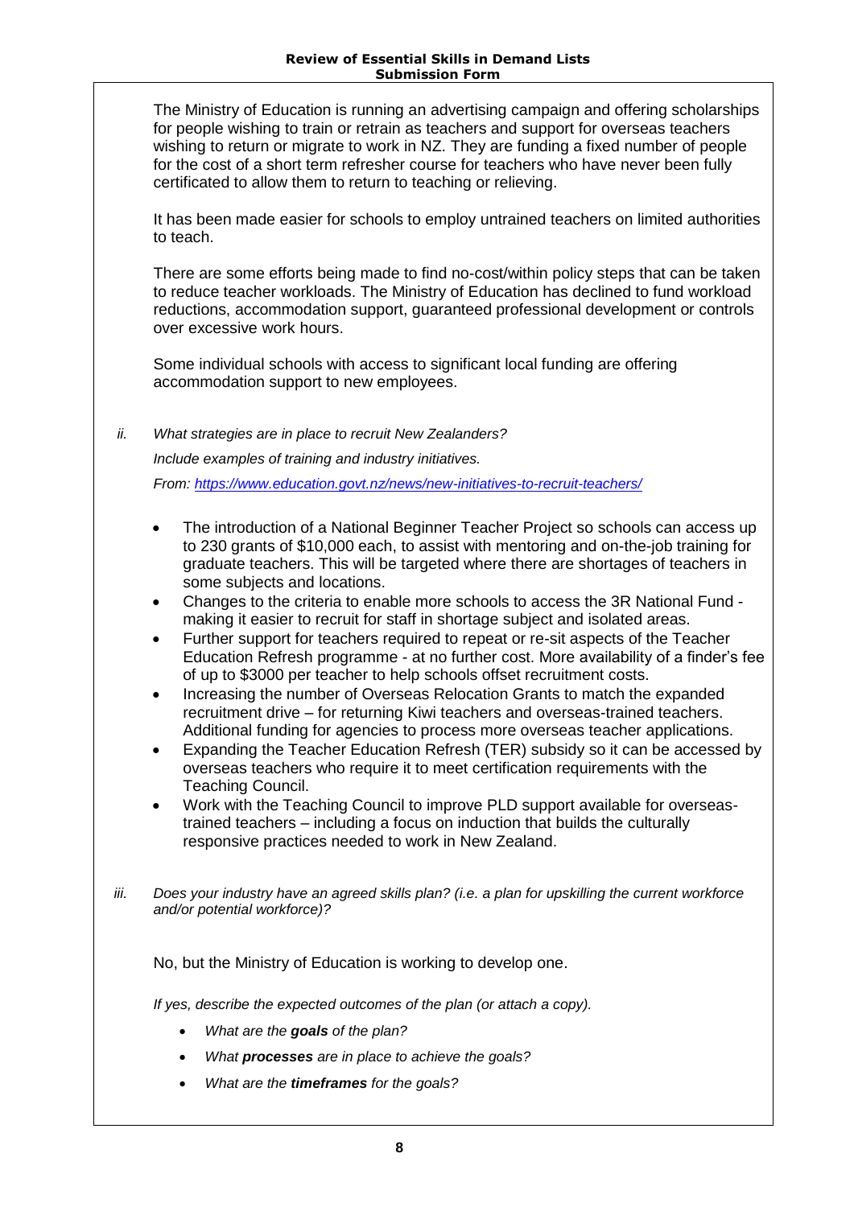The Ministry of Education is running an advertising campaign and offering scholarships for people wishing to train or retrain as teachers and support for overseas teachers wishing to return or migrate to work in NZ. They are funding a fixed number of people for the cost of a short term refresher course for teachers who have never been fully certificated to allow them to return to teaching or relieving.

It has been made easier for schools to employ untrained teachers on limited authorities to teach.

There are some efforts being made to find no-cost/within policy steps that can be taken to reduce teacher workloads. The Ministry of Education has declined to fund workload reductions, accommodation support, guaranteed professional development or controls over excessive work hours.

Some individual schools with access to significant local funding are offering accommodation support to new employees.

*ii.* *What strategies are in place to recruit New Zealanders?*

*Include examples of training and industry initiatives.*

*From: [https://www.education.govt.nz/news/new-initiatives-to-recruit-teachers/](https://www.education.govt.nz/news/new-initiatives-to-recruit-teachers/)*

- The introduction of a National Beginner Teacher Project so schools can access up to 230 grants of $10,000 each, to assist with mentoring and on-the-job training for graduate teachers. This will be targeted where there are shortages of teachers in some subjects and locations.
- Changes to the criteria to enable more schools to access the 3R National Fund - making it easier to recruit for staff in shortage subject and isolated areas.
- Further support for teachers required to repeat or re-sit aspects of the Teacher Education Refresh programme - at no further cost. More availability of a finder's fee of up to $3000 per teacher to help schools offset recruitment costs.
- Increasing the number of Overseas Relocation Grants to match the expanded recruitment drive – for returning Kiwi teachers and overseas-trained teachers. Additional funding for agencies to process more overseas teacher applications.
- Expanding the Teacher Education Refresh (TER) subsidy so it can be accessed by overseas teachers who require it to meet certification requirements with the Teaching Council.
- Work with the Teaching Council to improve PLD support available for overseas-trained teachers – including a focus on induction that builds the culturally responsive practices needed to work in New Zealand.

*iii.* *Does your industry have an agreed skills plan? (i.e. a plan for upskilling the current workforce and/or potential workforce)?*

No, but the Ministry of Education is working to develop one.

*If yes, describe the expected outcomes of the plan (or attach a copy).*

- *What are the **goals** of the plan?*
- *What **processes** are in place to achieve the goals?*
- *What are the **timeframes** for the goals?*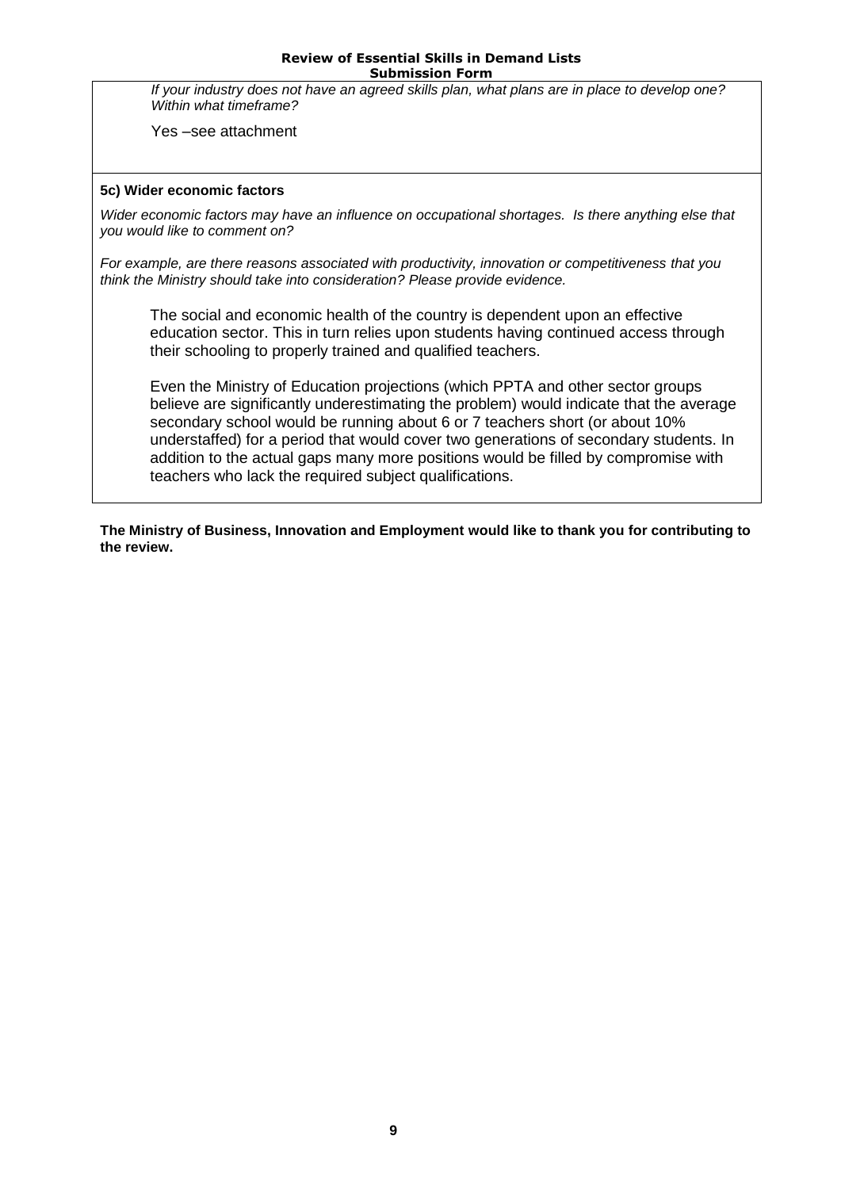*If your industry does not have an agreed skills plan, what plans are in place to develop one? Within what timeframe?*

Yes –see attachment

**5c) Wider economic factors**

*Wider economic factors may have an influence on occupational shortages. Is there anything else that you would like to comment on?*

*For example, are there reasons associated with productivity, innovation or competitiveness that you think the Ministry should take into consideration? Please provide evidence.*

The social and economic health of the country is dependent upon an effective education sector. This in turn relies upon students having continued access through their schooling to properly trained and qualified teachers.

Even the Ministry of Education projections (which PPTA and other sector groups believe are significantly underestimating the problem) would indicate that the average secondary school would be running about 6 or 7 teachers short (or about 10% understaffed) for a period that would cover two generations of secondary students. In addition to the actual gaps many more positions would be filled by compromise with teachers who lack the required subject qualifications.

**The Ministry of Business, Innovation and Employment would like to thank you for contributing to the review.**